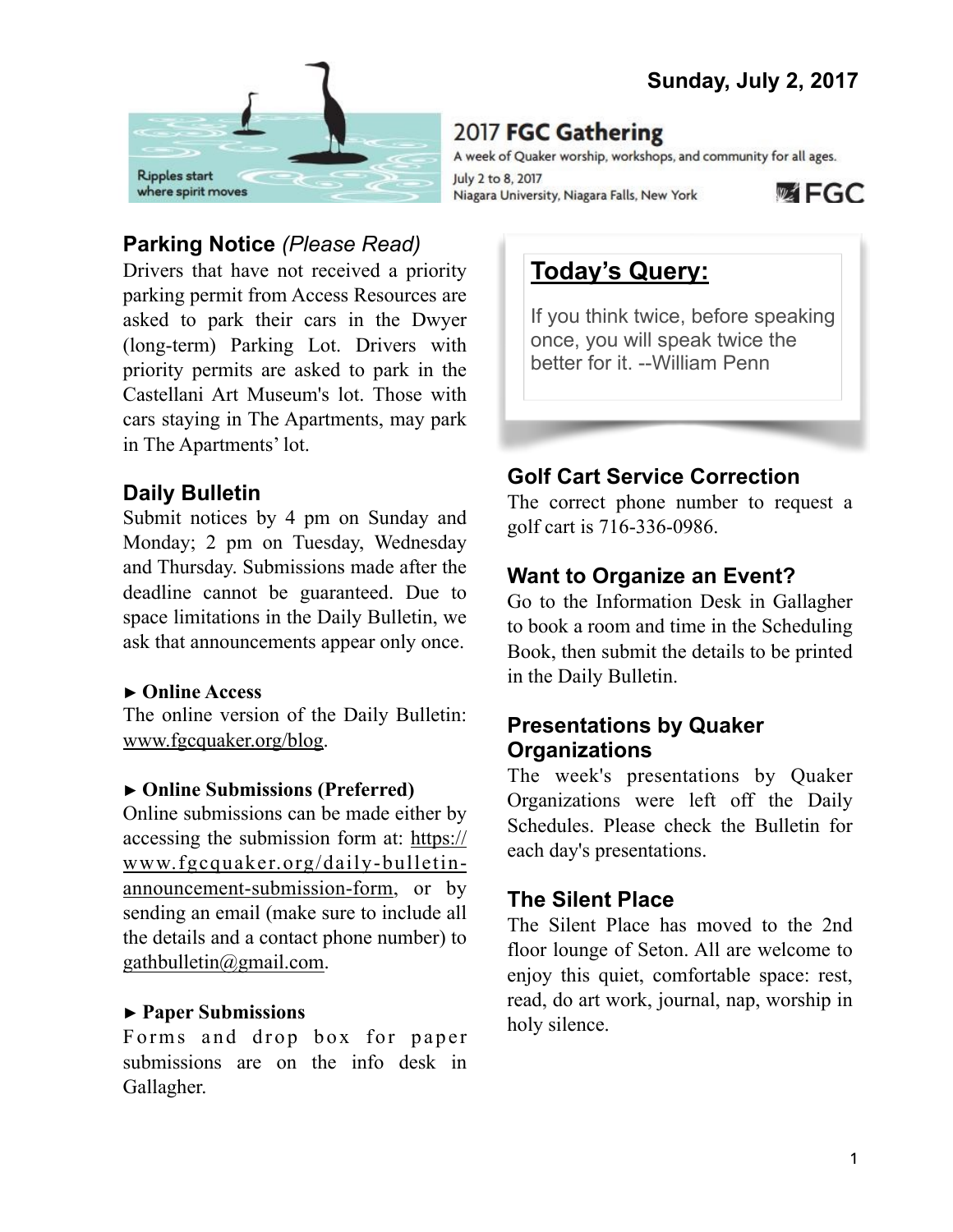Sunday, July 2, 2017

Ripples start where spirit moves

# 2017 FGC Gathering

A week of Quaker worship, workshops, and community for all ages.

July 2 to 8, 2017
Niagara University, Niagara Falls, New York

FGC

## Parking Notice *(Please Read)*

Drivers that have not received a priority parking permit from Access Resources are asked to park their cars in the Dwyer (long-term) Parking Lot. Drivers with priority permits are asked to park in the Castellani Art Museum's lot. Those with cars staying in The Apartments, may park in The Apartments' lot.

## Daily Bulletin

Submit notices by 4 pm on Sunday and Monday; 2 pm on Tuesday, Wednesday and Thursday. Submissions made after the deadline cannot be guaranteed. Due to space limitations in the Daily Bulletin, we ask that announcements appear only once.

**► Online Access**

The online version of the Daily Bulletin: www.fgcquaker.org/blog.

**► Online Submissions (Preferred)**

Online submissions can be made either by accessing the submission form at: https://www.fgcquaker.org/daily-bulletin-announcement-submission-form, or by sending an email (make sure to include all the details and a contact phone number) to gathbulletin@gmail.com.

**► Paper Submissions**

Forms and drop box for paper submissions are on the info desk in Gallagher.

## Today's Query:

If you think twice, before speaking once, you will speak twice the better for it. --William Penn

## Golf Cart Service Correction

The correct phone number to request a golf cart is 716-336-0986.

## Want to Organize an Event?

Go to the Information Desk in Gallagher to book a room and time in the Scheduling Book, then submit the details to be printed in the Daily Bulletin.

## Presentations by Quaker Organizations

The week's presentations by Quaker Organizations were left off the Daily Schedules. Please check the Bulletin for each day's presentations.

## The Silent Place

The Silent Place has moved to the 2nd floor lounge of Seton. All are welcome to enjoy this quiet, comfortable space: rest, read, do art work, journal, nap, worship in holy silence.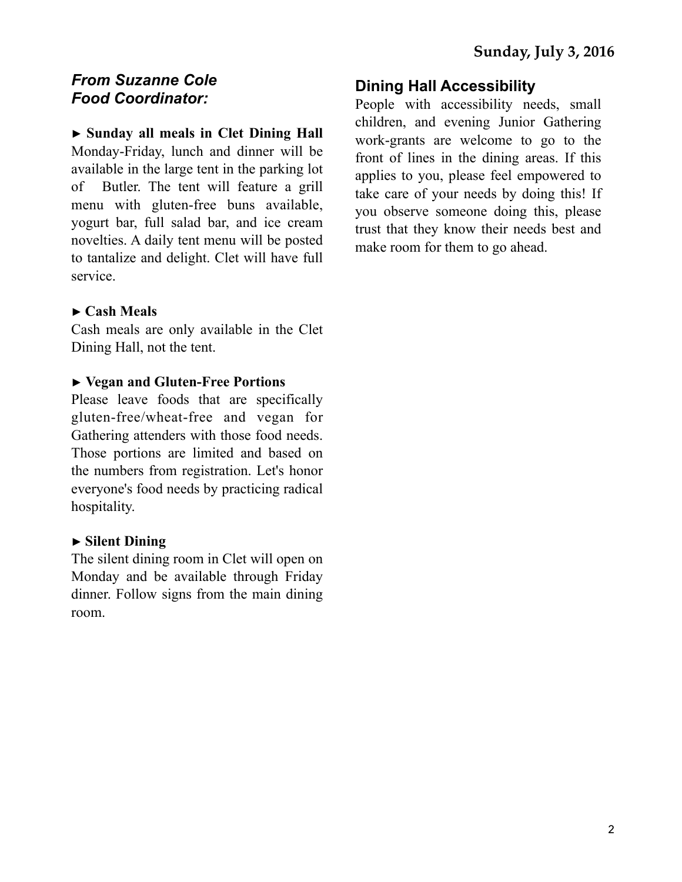Sunday, July 3, 2016

## *From Suzanne Cole*
## *Food Coordinator:*

**► Sunday all meals in Clet Dining Hall**
Monday-Friday, lunch and dinner will be available in the large tent in the parking lot of Butler. The tent will feature a grill menu with gluten-free buns available, yogurt bar, full salad bar, and ice cream novelties. A daily tent menu will be posted to tantalize and delight. Clet will have full service.

**► Cash Meals**
Cash meals are only available in the Clet Dining Hall, not the tent.

**► Vegan and Gluten-Free Portions**
Please leave foods that are specifically gluten-free/wheat-free and vegan for Gathering attenders with those food needs. Those portions are limited and based on the numbers from registration. Let's honor everyone's food needs by practicing radical hospitality.

**► Silent Dining**
The silent dining room in Clet will open on Monday and be available through Friday dinner. Follow signs from the main dining room.

## Dining Hall Accessibility

People with accessibility needs, small children, and evening Junior Gathering work-grants are welcome to go to the front of lines in the dining areas. If this applies to you, please feel empowered to take care of your needs by doing this! If you observe someone doing this, please trust that they know their needs best and make room for them to go ahead.